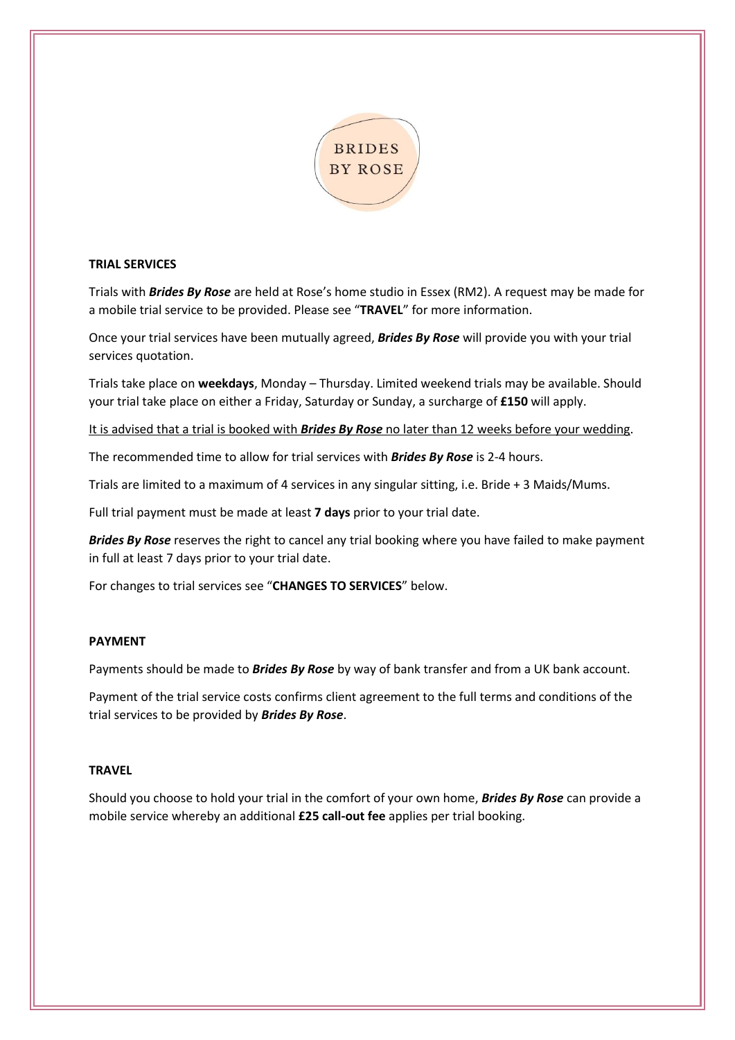BRIDES BY ROSE

## TRIAL SERVICES

Trials with ***Brides By Rose*** are held at Rose's home studio in Essex (RM2). A request may be made for a mobile trial service to be provided. Please see "**TRAVEL**" for more information.

Once your trial services have been mutually agreed, ***Brides By Rose*** will provide you with your trial services quotation.

Trials take place on **weekdays**, Monday – Thursday. Limited weekend trials may be available. Should your trial take place on either a Friday, Saturday or Sunday, a surcharge of **£150** will apply.

<u>It is advised that a trial is booked with ***Brides By Rose*** no later than 12 weeks before your wedding</u>.

The recommended time to allow for trial services with ***Brides By Rose*** is 2-4 hours.

Trials are limited to a maximum of 4 services in any singular sitting, i.e. Bride + 3 Maids/Mums.

Full trial payment must be made at least **7 days** prior to your trial date.

***Brides By Rose*** reserves the right to cancel any trial booking where you have failed to make payment in full at least 7 days prior to your trial date.

For changes to trial services see "**CHANGES TO SERVICES**" below.

## PAYMENT

Payments should be made to ***Brides By Rose*** by way of bank transfer and from a UK bank account.

Payment of the trial service costs confirms client agreement to the full terms and conditions of the trial services to be provided by ***Brides By Rose***.

## TRAVEL

Should you choose to hold your trial in the comfort of your own home, ***Brides By Rose*** can provide a mobile service whereby an additional **£25 call-out fee** applies per trial booking.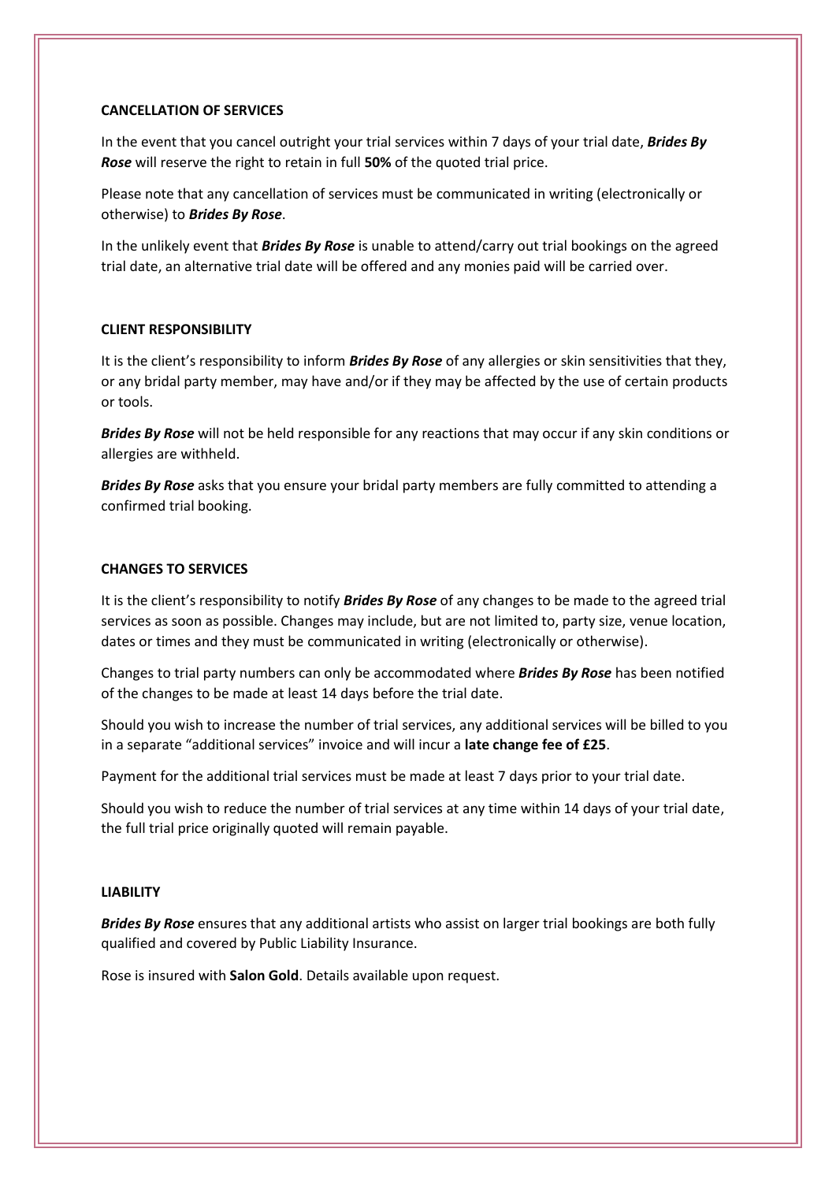**CANCELLATION OF SERVICES**

In the event that you cancel outright your trial services within 7 days of your trial date, ***Brides By Rose*** will reserve the right to retain in full **50%** of the quoted trial price.

Please note that any cancellation of services must be communicated in writing (electronically or otherwise) to ***Brides By Rose***.

In the unlikely event that ***Brides By Rose*** is unable to attend/carry out trial bookings on the agreed trial date, an alternative trial date will be offered and any monies paid will be carried over.

**CLIENT RESPONSIBILITY**

It is the client's responsibility to inform ***Brides By Rose*** of any allergies or skin sensitivities that they, or any bridal party member, may have and/or if they may be affected by the use of certain products or tools.

***Brides By Rose*** will not be held responsible for any reactions that may occur if any skin conditions or allergies are withheld.

***Brides By Rose*** asks that you ensure your bridal party members are fully committed to attending a confirmed trial booking.

**CHANGES TO SERVICES**

It is the client's responsibility to notify ***Brides By Rose*** of any changes to be made to the agreed trial services as soon as possible. Changes may include, but are not limited to, party size, venue location, dates or times and they must be communicated in writing (electronically or otherwise).

Changes to trial party numbers can only be accommodated where ***Brides By Rose*** has been notified of the changes to be made at least 14 days before the trial date.

Should you wish to increase the number of trial services, any additional services will be billed to you in a separate "additional services" invoice and will incur a **late change fee of £25**.

Payment for the additional trial services must be made at least 7 days prior to your trial date.

Should you wish to reduce the number of trial services at any time within 14 days of your trial date, the full trial price originally quoted will remain payable.

**LIABILITY**

***Brides By Rose*** ensures that any additional artists who assist on larger trial bookings are both fully qualified and covered by Public Liability Insurance.

Rose is insured with **Salon Gold**. Details available upon request.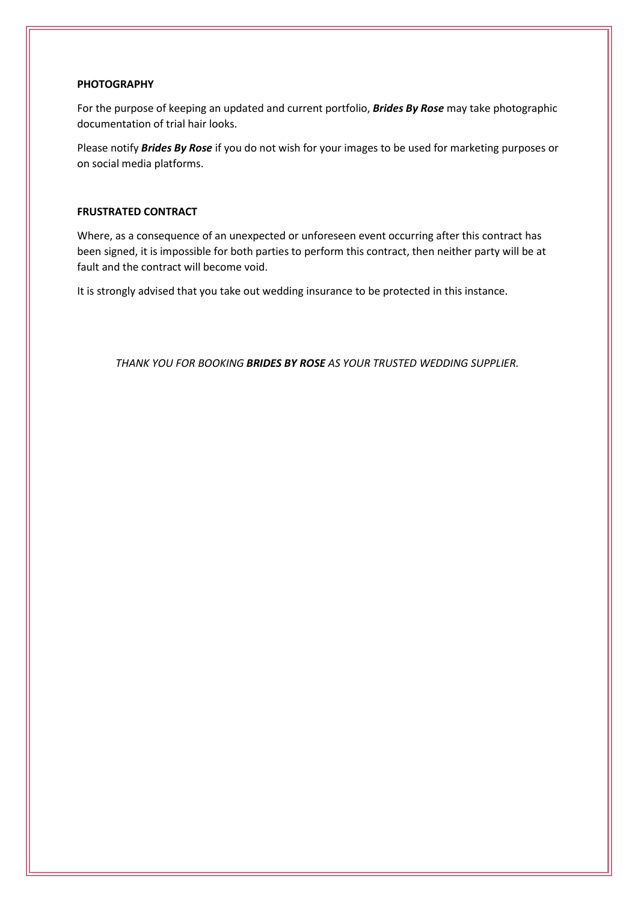**PHOTOGRAPHY**

For the purpose of keeping an updated and current portfolio, ***Brides By Rose*** may take photographic documentation of trial hair looks.

Please notify ***Brides By Rose*** if you do not wish for your images to be used for marketing purposes or on social media platforms.

**FRUSTRATED CONTRACT**

Where, as a consequence of an unexpected or unforeseen event occurring after this contract has been signed, it is impossible for both parties to perform this contract, then neither party will be at fault and the contract will become void.

It is strongly advised that you take out wedding insurance to be protected in this instance.

*THANK YOU FOR BOOKING **BRIDES BY ROSE** AS YOUR TRUSTED WEDDING SUPPLIER.*